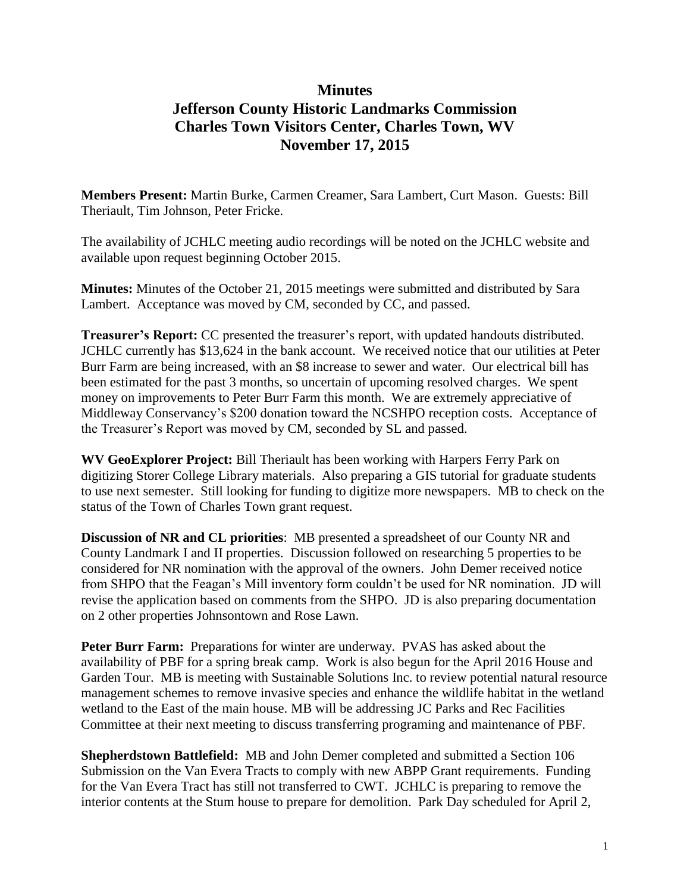# Minutes
# Jefferson County Historic Landmarks Commission
# Charles Town Visitors Center, Charles Town, WV
# November 17, 2015

**Members Present:** Martin Burke, Carmen Creamer, Sara Lambert, Curt Mason. Guests: Bill Theriault, Tim Johnson, Peter Fricke.

The availability of JCHLC meeting audio recordings will be noted on the JCHLC website and available upon request beginning October 2015.

**Minutes:** Minutes of the October 21, 2015 meetings were submitted and distributed by Sara Lambert. Acceptance was moved by CM, seconded by CC, and passed.

**Treasurer's Report:** CC presented the treasurer's report, with updated handouts distributed. JCHLC currently has $13,624 in the bank account. We received notice that our utilities at Peter Burr Farm are being increased, with an $8 increase to sewer and water. Our electrical bill has been estimated for the past 3 months, so uncertain of upcoming resolved charges. We spent money on improvements to Peter Burr Farm this month. We are extremely appreciative of Middleway Conservancy's $200 donation toward the NCSHPO reception costs. Acceptance of the Treasurer's Report was moved by CM, seconded by SL and passed.

**WV GeoExplorer Project:** Bill Theriault has been working with Harpers Ferry Park on digitizing Storer College Library materials. Also preparing a GIS tutorial for graduate students to use next semester. Still looking for funding to digitize more newspapers. MB to check on the status of the Town of Charles Town grant request.

**Discussion of NR and CL priorities**: MB presented a spreadsheet of our County NR and County Landmark I and II properties. Discussion followed on researching 5 properties to be considered for NR nomination with the approval of the owners. John Demer received notice from SHPO that the Feagan's Mill inventory form couldn't be used for NR nomination. JD will revise the application based on comments from the SHPO. JD is also preparing documentation on 2 other properties Johnsontown and Rose Lawn.

**Peter Burr Farm:** Preparations for winter are underway. PVAS has asked about the availability of PBF for a spring break camp. Work is also begun for the April 2016 House and Garden Tour. MB is meeting with Sustainable Solutions Inc. to review potential natural resource management schemes to remove invasive species and enhance the wildlife habitat in the wetland wetland to the East of the main house. MB will be addressing JC Parks and Rec Facilities Committee at their next meeting to discuss transferring programing and maintenance of PBF.

**Shepherdstown Battlefield:** MB and John Demer completed and submitted a Section 106 Submission on the Van Evera Tracts to comply with new ABPP Grant requirements. Funding for the Van Evera Tract has still not transferred to CWT. JCHLC is preparing to remove the interior contents at the Stum house to prepare for demolition. Park Day scheduled for April 2,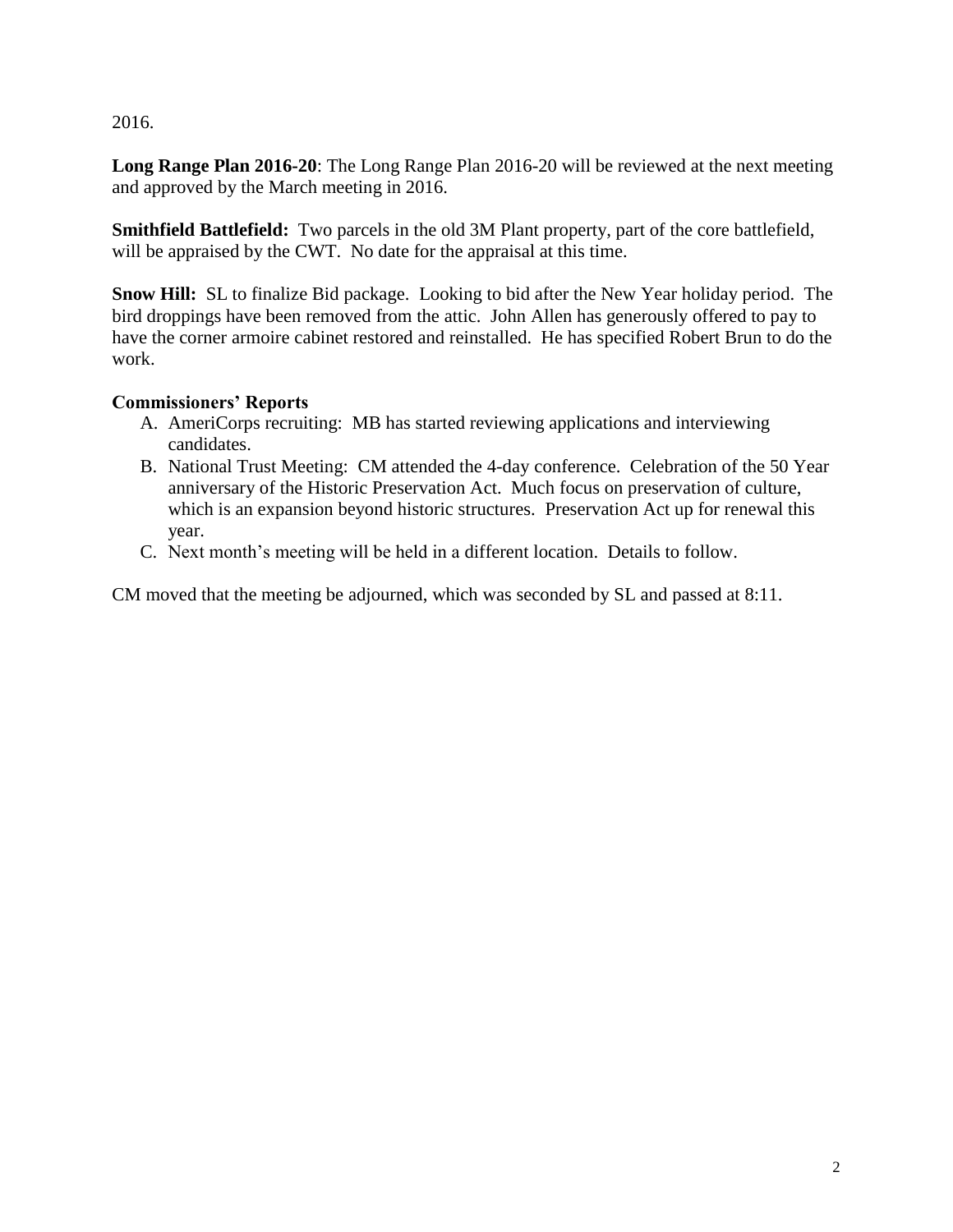2016.

**Long Range Plan 2016-20**: The Long Range Plan 2016-20 will be reviewed at the next meeting and approved by the March meeting in 2016.

**Smithfield Battlefield:** Two parcels in the old 3M Plant property, part of the core battlefield, will be appraised by the CWT. No date for the appraisal at this time.

**Snow Hill:** SL to finalize Bid package. Looking to bid after the New Year holiday period. The bird droppings have been removed from the attic. John Allen has generously offered to pay to have the corner armoire cabinet restored and reinstalled. He has specified Robert Brun to do the work.

**Commissioners' Reports**

A. AmeriCorps recruiting: MB has started reviewing applications and interviewing candidates.
B. National Trust Meeting: CM attended the 4-day conference. Celebration of the 50 Year anniversary of the Historic Preservation Act. Much focus on preservation of culture, which is an expansion beyond historic structures. Preservation Act up for renewal this year.
C. Next month's meeting will be held in a different location. Details to follow.

CM moved that the meeting be adjourned, which was seconded by SL and passed at 8:11.